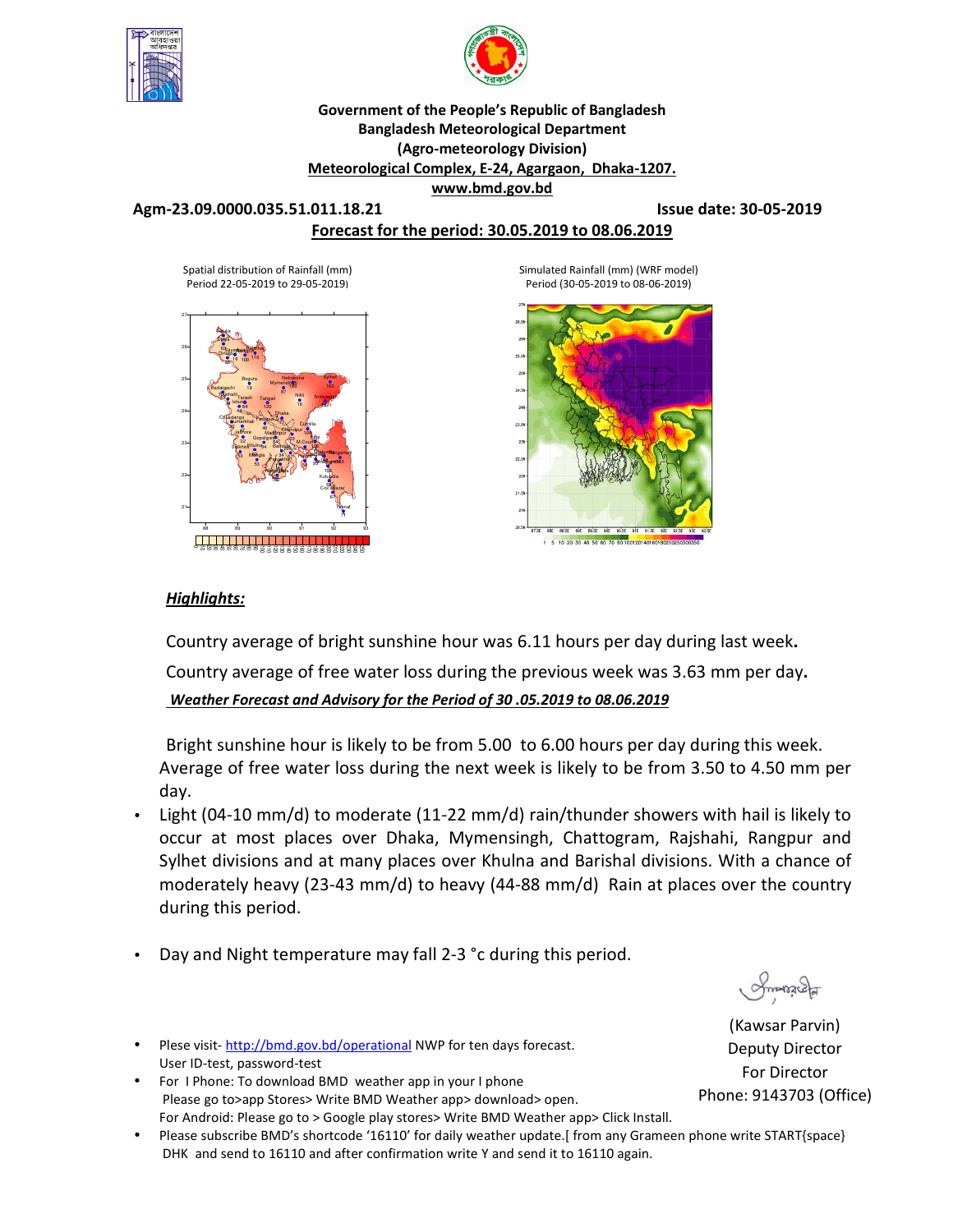**Government of the People's Republic of Bangladesh**
**Bangladesh Meteorological Department**
**(Agro-meteorology Division)**
**Meteorological Complex, E-24, Agargaon, Dhaka-1207.**
**www.bmd.gov.bd**

**Agm-23.09.0000.035.51.011.18.21** **Issue date: 30-05-2019**

**Forecast for the period: 30.05.2019 to 08.06.2019**

Spatial distribution of Rainfall (mm)
Period 22-05-2019 to 29-05-2019)

Simulated Rainfall (mm) (WRF model)
Period (30-05-2019 to 08-06-2019)

***Highlights:***

Country average of bright sunshine hour was 6.11 hours per day during last week.

Country average of free water loss during the previous week was 3.63 mm per day.

***Weather Forecast and Advisory for the Period of 30 .05.2019 to 08.06.2019***

Bright sunshine hour is likely to be from 5.00 to 6.00 hours per day during this week. Average of free water loss during the next week is likely to be from 3.50 to 4.50 mm per day.

- Light (04-10 mm/d) to moderate (11-22 mm/d) rain/thunder showers with hail is likely to occur at most places over Dhaka, Mymensingh, Chattogram, Rajshahi, Rangpur and Sylhet divisions and at many places over Khulna and Barishal divisions. With a chance of moderately heavy (23-43 mm/d) to heavy (44-88 mm/d) Rain at places over the country during this period.

- Day and Night temperature may fall 2-3 °c during this period.

(Kawsar Parvin)
Deputy Director
For Director
Phone: 9143703 (Office)

- Plese visit- http://bmd.gov.bd/operational NWP for ten days forecast. User ID-test, password-test
- For I Phone: To download BMD weather app in your I phone Please go to>app Stores> Write BMD Weather app> download> open. For Android: Please go to > Google play stores> Write BMD Weather app> Click Install.
- Please subscribe BMD's shortcode '16110' for daily weather update.[ from any Grameen phone write START{space} DHK and send to 16110 and after confirmation write Y and send it to 16110 again.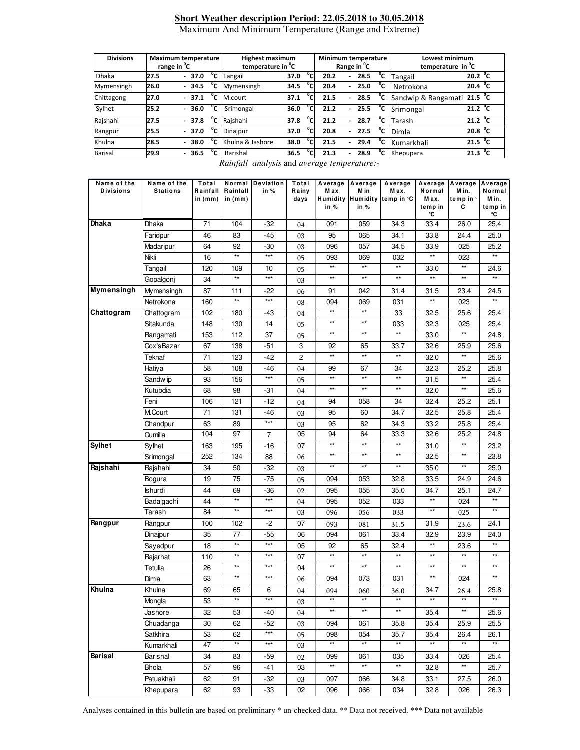## Short Weather description Period: 22.05.2018 to 30.05.2018

Maximum And Minimum Temperature (Range and Extreme)

| Divisions | Maximum temperature range in °C | Highest maximum temperature in °C | | Minimum temperature Range in °C | Lowest minimum temperature in °C | |
|---|---|---|---|---|---|---|
| Dhaka | 27.5 - 37.0 °C | Tangail | 37.0 °C | 20.2 - 28.5 °C | Tangail | 20.2 °C |
| Mymensingh | 26.0 - 34.5 °C | Mymensingh | 34.5 °C | 20.4 - 25.0 °C | Netrokona | 20.4 °C |
| Chittagong | 27.0 - 37.1 °C | M.court | 37.1 °C | 21.5 - 28.5 °C | Sandwip & Rangamati | 21.5 °C |
| Sylhet | 25.2 - 36.0 °C | Srimongal | 36.0 °C | 21.2 - 25.5 °C | Srimongal | 21.2 °C |
| Rajshahi | 27.5 - 37.8 °C | Rajshahi | 37.8 °C | 21.2 - 28.7 °C | Tarash | 21.2 °C |
| Rangpur | 25.5 - 37.0 °C | Dinajpur | 37.0 °C | 20.8 - 27.5 °C | Dimla | 20.8 °C |
| Khulna | 28.5 - 38.0 °C | Khulna & Jashore | 38.0 °C | 21.5 - 29.4 °C | Kumarkhali | 21.5 °C |
| Barisal | 29.9 - 36.5 °C | Barishal | 36.5 °C | 21.3 - 28.9 °C | Khepupara | 21.3 °C |

*Rainfall analysis* and *average temperature:-*

| Name of the Divisions | Name of the Stations | Total Rainfall in (mm) | Normal Rainfall in (mm) | Deviation in % | Total Rainy days | Average Max Humidity in % | Average Min Humidity in % | Average Max. temp in °C | Average Normal Max. temp in °C | Average Min. temp in ° C | Average Normal Min. temp in °C |
|---|---|---|---|---|---|---|---|---|---|---|---|
| **Dhaka** | Dhaka | 71 | 104 | -32 | 04 | 091 | 059 | 34.3 | 33.4 | 26.0 | 25.4 |
| | Faridpur | 46 | 83 | -45 | 03 | 95 | 065 | 34.1 | 33.8 | 24.4 | 25.0 |
| | Madaripur | 64 | 92 | -30 | 03 | 096 | 057 | 34.5 | 33.9 | 025 | 25.2 |
| | Nikli | 16 | ** | *** | 05 | 093 | 069 | 032 | ** | 023 | ** |
| | Tangail | 120 | 109 | 10 | 05 | ** | ** | ** | 33.0 | ** | 24.6 |
| | Gopalgonj | 34 | ** | *** | 03 | ** | ** | ** | ** | ** | ** |
| **Mymensingh** | Mymensingh | 87 | 111 | -22 | 06 | 91 | 042 | 31.4 | 31.5 | 23.4 | 24.5 |
| | Netrokona | 160 | ** | *** | 08 | 094 | 069 | 031 | ** | 023 | ** |
| **Chattogram** | Chattogram | 102 | 180 | -43 | 04 | ** | ** | 33 | 32.5 | 25.6 | 25.4 |
| | Sitakunda | 148 | 130 | 14 | 05 | ** | ** | 033 | 32.3 | 025 | 25.4 |
| | Rangamati | 153 | 112 | 37 | 05 | ** | ** | ** | 33.0 | ** | 24.8 |
| | Cox'sBazar | 67 | 138 | -51 | 3 | 92 | 65 | 33.7 | 32.6 | 25.9 | 25.6 |
| | Teknaf | 71 | 123 | -42 | 2 | ** | ** | ** | 32.0 | ** | 25.6 |
| | Hatiya | 58 | 108 | -46 | 04 | 99 | 67 | 34 | 32.3 | 25.2 | 25.8 |
| | Sandwip | 93 | 156 | *** | 05 | ** | ** | ** | 31.5 | ** | 25.4 |
| | Kutubdia | 68 | 98 | -31 | 04 | ** | ** | ** | 32.0 | ** | 25.6 |
| | Feni | 106 | 121 | -12 | 04 | 94 | 058 | 34 | 32.4 | 25.2 | 25.1 |
| | M.Court | 71 | 131 | -46 | 03 | 95 | 60 | 34.7 | 32.5 | 25.8 | 25.4 |
| | Chandpur | 63 | 89 | *** | 03 | 95 | 62 | 34.3 | 33.2 | 25.8 | 25.4 |
| | Cumilla | 104 | 97 | 7 | 05 | 94 | 64 | 33.3 | 32.6 | 25.2 | 24.8 |
| **Sylhet** | Sylhet | 163 | 195 | -16 | 07 | ** | ** | ** | 31.0 | ** | 23.2 |
| | Srimongal | 252 | 134 | 88 | 06 | ** | ** | ** | 32.5 | ** | 23.8 |
| **Rajshahi** | Rajshahi | 34 | 50 | -32 | 03 | ** | ** | ** | 35.0 | ** | 25.0 |
| | Bogura | 19 | 75 | -75 | 05 | 094 | 053 | 32.8 | 33.5 | 24.9 | 24.6 |
| | Ishurdi | 44 | 69 | -36 | 02 | 095 | 055 | 35.0 | 34.7 | 25.1 | 24.7 |
| | Badalgachi | 44 | ** | *** | 04 | 095 | 052 | 033 | ** | 024 | ** |
| | Tarash | 84 | ** | *** | 03 | 096 | 056 | 033 | ** | 025 | ** |
| **Rangpur** | Rangpur | 100 | 102 | -2 | 07 | 093 | 081 | 31.5 | 31.9 | 23.6 | 24.1 |
| | Dinajpur | 35 | 77 | -55 | 06 | 094 | 061 | 33.4 | 32.9 | 23.9 | 24.0 |
| | Sayedpur | 18 | ** | *** | 05 | 92 | 65 | 32.4 | ** | 23.6 | ** |
| | Rajarhat | 110 | ** | *** | 07 | ** | ** | ** | ** | ** | ** |
| | Tetulia | 26 | ** | *** | 04 | ** | ** | ** | ** | ** | ** |
| | Dimla | 63 | ** | *** | 06 | 094 | 073 | 031 | ** | 024 | ** |
| **Khulna** | Khulna | 69 | 65 | 6 | 04 | 094 | 060 | 36.0 | 34.7 | 26.4 | 25.8 |
| | Mongla | 53 | ** | *** | 03 | ** | ** | ** | ** | ** | ** |
| | Jashore | 32 | 53 | -40 | 04 | ** | ** | ** | 35.4 | ** | 25.6 |
| | Chuadanga | 30 | 62 | -52 | 03 | 094 | 061 | 35.8 | 35.4 | 25.9 | 25.5 |
| | Satkhira | 53 | 62 | *** | 05 | 098 | 054 | 35.7 | 35.4 | 26.4 | 26.1 |
| | Kumarkhali | 47 | ** | *** | 03 | ** | ** | ** | ** | ** | ** |
| **Barisal** | Barishal | 34 | 83 | -59 | 02 | 099 | 061 | 035 | 33.4 | 026 | 25.4 |
| | Bhola | 57 | 96 | -41 | 03 | ** | ** | ** | 32.8 | ** | 25.7 |
| | Patuakhali | 62 | 91 | -32 | 03 | 097 | 066 | 34.8 | 33.1 | 27.5 | 26.0 |
| | Khepupara | 62 | 93 | -33 | 02 | 096 | 066 | 034 | 32.8 | 026 | 26.3 |

Analyses contained in this bulletin are based on preliminary * un-checked data. ** Data not received. *** Data not available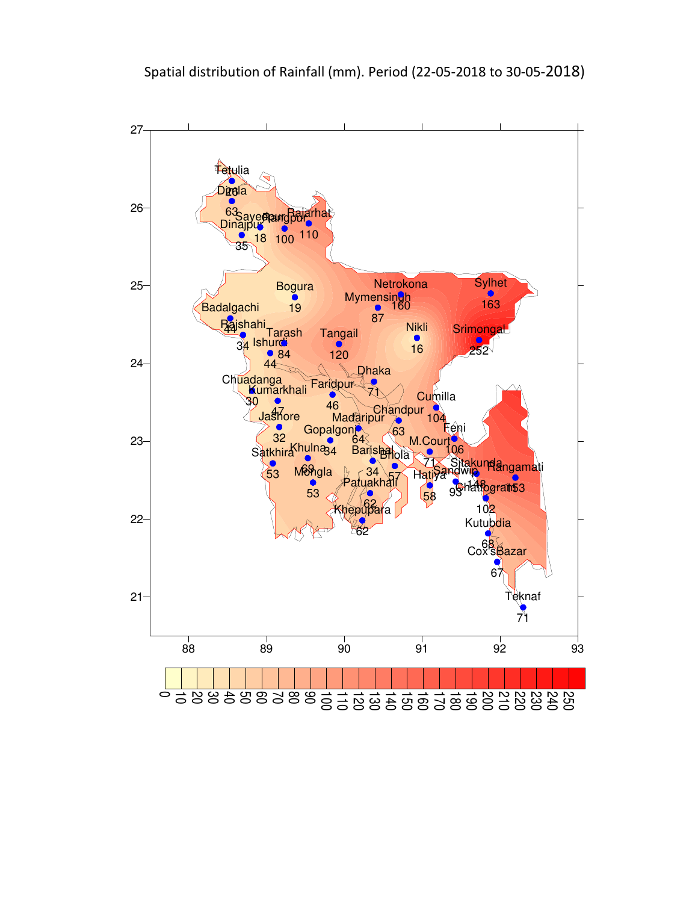Spatial distribution of Rainfall (mm). Period (22-05-2018 to 30-05-2018)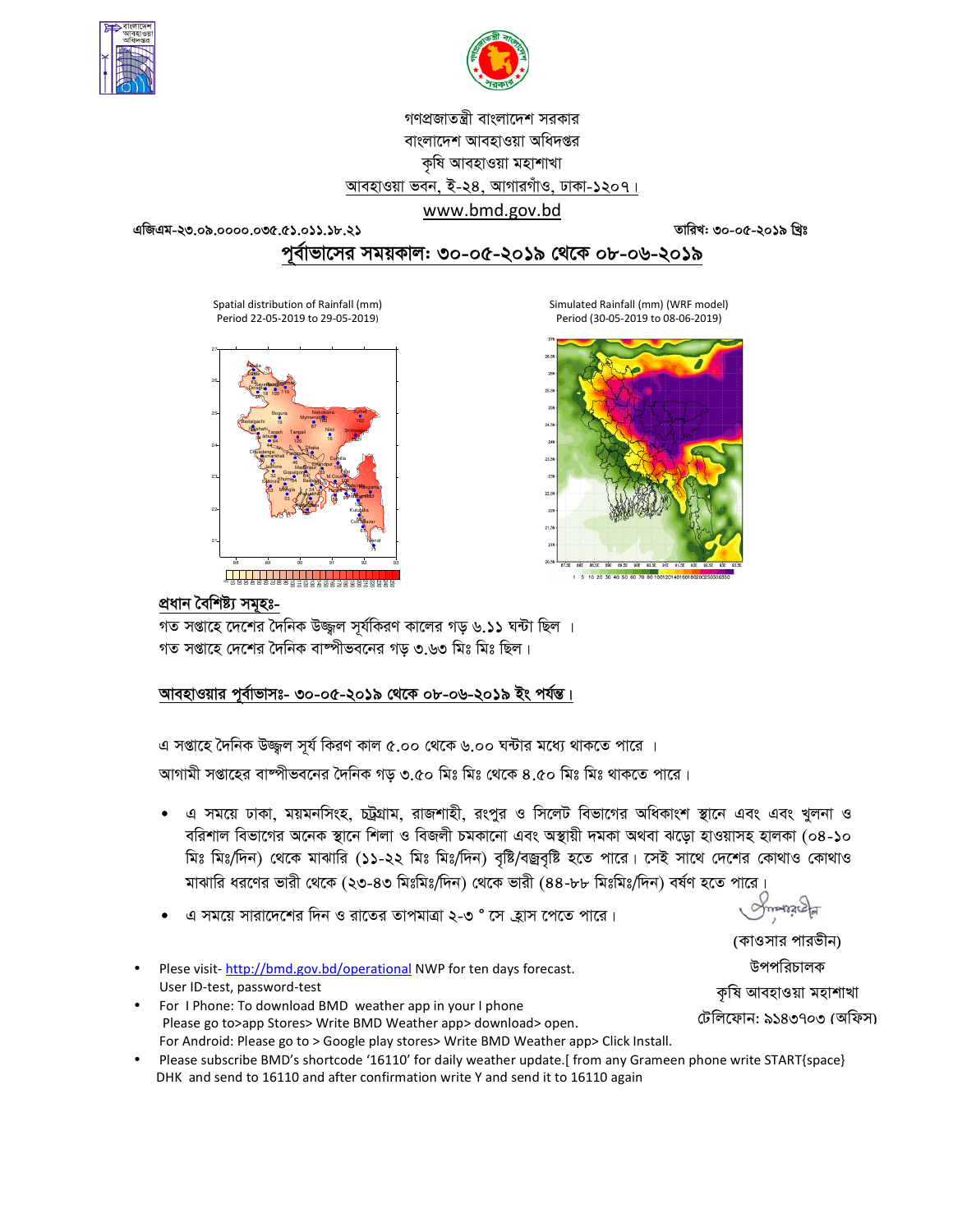গণপ্রজাতন্ত্রী বাংলাদেশ সরকার

বাংলাদেশ আবহাওয়া অধিদপ্তর

কৃষি আবহাওয়া মহাশাখা

আবহাওয়া ভবন, ই-২৪, আগারগাঁও, ঢাকা-১২০৭।

www.bmd.gov.bd

এজিএম-২৩.০৯.০০০০.০৩৫.৫১.০১১.১৮.২১ তারিখ: ৩০-০৫-২০১৯ খ্রিঃ

## পূর্বাভাসের সময়কাল: ৩০-০৫-২০১৯ থেকে ০৮-০৬-২০১৯

Spatial distribution of Rainfall (mm) Period 22-05-2019 to 29-05-2019)

Simulated Rainfall (mm) (WRF model) Period (30-05-2019 to 08-06-2019)

### প্রধান বৈশিষ্ট্য সমূহঃ-

গত সপ্তাহে দেশের দৈনিক উজ্জ্বল সূর্যকিরণ কালের গড় ৬.১১ ঘন্টা ছিল ।

গত সপ্তাহে দেশের দৈনিক বাষ্পীভবনের গড় ৩.৬৩ মিঃ মিঃ ছিল।

### আবহাওয়ার পূর্বাভাসঃ- ৩০-০৫-২০১৯ থেকে ০৮-০৬-২০১৯ ইং পর্যন্ত।

এ সপ্তাহে দৈনিক উজ্জ্বল সূর্য কিরণ কাল ৫.০০ থেকে ৬.০০ ঘন্টার মধ্যে থাকতে পারে ।

আগামী সপ্তাহের বাষ্পীভবনের দৈনিক গড় ৩.৫০ মিঃ মিঃ থেকে ৪.৫০ মিঃ মিঃ থাকতে পারে।

- এ সময়ে ঢাকা, ময়মনসিংহ, চট্রগ্রাম, রাজশাহী, রংপুর ও সিলেট বিভাগের অধিকাংশ স্থানে এবং এবং খুলনা ও বরিশাল বিভাগের অনেক স্থানে শিলা ও বিজলী চমকানো এবং অস্থায়ী দমকা অথবা ঝড়ো হাওয়াসহ হালকা (০৪-১০ মিঃ মিঃ/দিন) থেকে মাঝারি (১১-২২ মিঃ মিঃ/দিন) বৃষ্টি/বজ্রবৃষ্টি হতে পারে। সেই সাথে দেশের কোথাও কোথাও মাঝারি ধরণের ভারী থেকে (২৩-৪৩ মিঃমিঃ/দিন) থেকে ভারী (৪৪-৮৮ মিঃমিঃ/দিন) বর্ষণ হতে পারে।
- এ সময়ে সারাদেশের দিন ও রাতের তাপমাত্রা ২-৩ ° সে হ্রাস পেতে পারে।

(কাওসার পারভীন)

উপপরিচালক

কৃষি আবহাওয়া মহাশাখা

টেলিফোন: ৯১৪৩৭০৩ (অফিস)

- Plese visit- http://bmd.gov.bd/operational NWP for ten days forecast. User ID-test, password-test
- For I Phone: To download BMD weather app in your I phone Please go to>app Stores> Write BMD Weather app> download> open. For Android: Please go to > Google play stores> Write BMD Weather app> Click Install.
- Please subscribe BMD's shortcode '16110' for daily weather update.[ from any Grameen phone write START{space} DHK and send to 16110 and after confirmation write Y and send it to 16110 again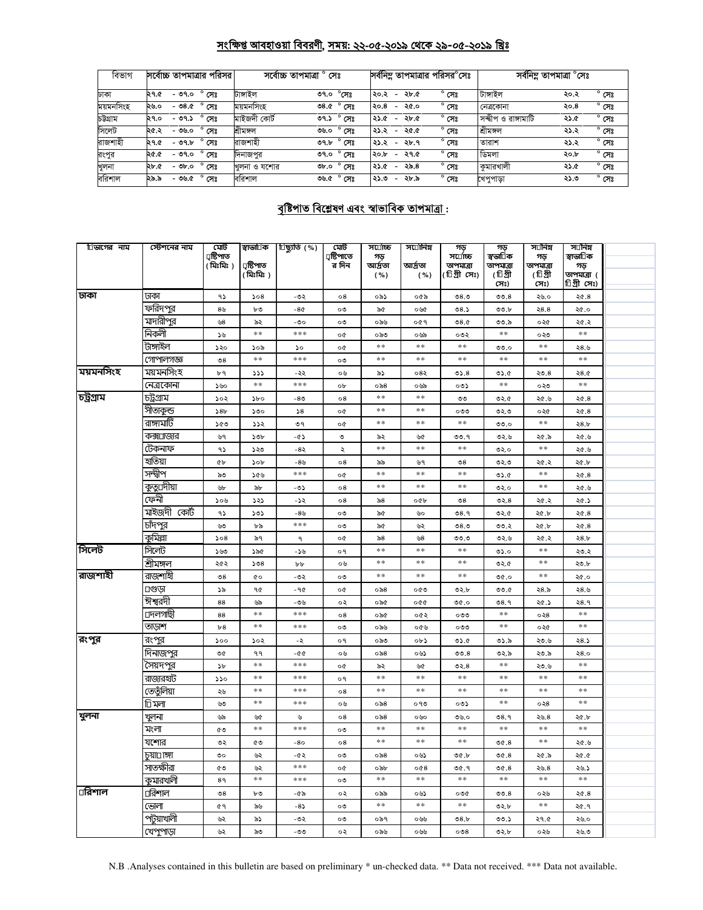## সংক্ষিপ্ত আবহাওয়া বিবরণী, সময়: ২২-০৫-২০১৯ থেকে ২৯-০৫-২০১৯ খ্রিঃ

| বিভাগ | সর্বোচ্চ তাপমাত্রার পরিসর | সর্বোচ্চ তাপমাত্রা ° সেঃ | | সর্বনিম্ন তাপমাত্রার পরিসর°সেঃ | সর্বনিম্ন তাপমাত্রা °সেঃ | |
|---|---|---|---|---|---|---|
| ঢাকা | ২৭.৫ - ৩৭.০ ° সেঃ | টাঙ্গাইল | ৩৭.০ °সেঃ | ২০.২ - ২৮.৫ ° সেঃ | টাঙ্গাইল | ২০.২ ° সেঃ |
| ময়মনসিংহ | ২৬.০ - ৩৪.৫ ° সেঃ | ময়মনসিংহ | ৩৪.৫ ° সেঃ | ২০.৪ - ২৫.০ ° সেঃ | নেত্রকোনা | ২০.৪ ° সেঃ |
| চট্টগ্রাম | ২৭.০ - ৩৭.১ ° সেঃ | মাইজদী কোর্ট | ৩৭.১ ° সেঃ | ২১.৫ - ২৮.৫ ° সেঃ | সন্দ্বীপ ও রাঙ্গামাটি | ২১.৫ ° সেঃ |
| সিলেট | ২৫.২ - ৩৬.০ ° সেঃ | শ্রীমঙ্গল | ৩৬.০ ° সেঃ | ২১.২ - ২৫.৫ ° সেঃ | শ্রীমঙ্গল | ২১.২ ° সেঃ |
| রাজশাহী | ২৭.৫ - ৩৭.৮ ° সেঃ | রাজশাহী | ৩৭.৮ ° সেঃ | ২১.২ - ২৮.৭ ° সেঃ | তারাশ | ২১.২ ° সেঃ |
| রংপুর | ২৫.৫ - ৩৭.০ ° সেঃ | দিনাজপুর | ৩৭.০ ° সেঃ | ২০.৮ - ২৭.৫ ° সেঃ | ডিমলা | ২০.৮ ° সেঃ |
| খুলনা | ২৮.৫ - ৩৮.০ ° সেঃ | খুলনা ও যশোর | ৩৮.০ ° সেঃ | ২১.৫ - ২৯.৪ ° সেঃ | কুমারখালী | ২১.৫ ° সেঃ |
| বরিশাল | ২৯.৯ - ৩৬.৫ ° সেঃ | বরিশাল | ৩৬.৫ ° সেঃ | ২১.৩ - ২৮.৯ ° সেঃ | খেপুপাড়া | ২১.৩ ° সেঃ |

## বৃষ্টিপাত বিশ্লেষণ এবং স্বাভাবিক তাপমাত্রা :

| বিভাগের নাম | স্টেশনের নাম | মোট বৃষ্টিপাত (মিঃমিঃ) | স্বাভাবিক বৃষ্টিপাত (মিঃমিঃ) | বিচ্যুতি (%) | মোট বৃষ্টিপাতের দিন | সর্বোচ্চ গড় আর্দ্রতা (%) | সর্বোনিম্ন আর্দ্রতা (%) | গড় সর্বোচ্চ তাপমাত্রা (ডিগ্রী সেঃ) | গড় স্বাভাবিক তাপমাত্রা (ডিগ্রী সেঃ) | সর্বনিম্ন গড় তাপমাত্রা (ডিগ্রী সেঃ) | সর্বনিম্ন স্বাভাবিক গড় তাপমাত্রা (ডিগ্রী সেঃ) |
|---|---|---|---|---|---|---|---|---|---|---|---|
| ঢাকা | ঢাকা | ৭১ | ১০৪ | -৩২ | ০৪ | ৩৯১ | ০৫৯ | ৩৪.৩ | ৩৩.৪ | ২৬.০ | ২৫.৪ |
| | ফরিদপুর | ৪৬ | ৮৩ | -৪৫ | ০৩ | ৯৫ | ০৬৫ | ৩৪.১ | ৩৩.৮ | ২৪.৪ | ২৫.০ |
| | মাদারীপুর | ৬৪ | ৯২ | -৩০ | ০৩ | ০৯৬ | ০৫৭ | ৩৪.৫ | ৩৩.৯ | ০২৫ | ২৫.২ |
| | নিকলী | ১৬ | ** | *** | ০৫ | ০৯৩ | ০৬৯ | ০৩২ | ** | ০২৩ | ** |
| | টাঙ্গাইল | ১২০ | ১০৯ | ১০ | ০৫ | ** | ** | ** | ৩৩.০ | ** | ২৪.৬ |
| | গোপালগঞ্জ | ৩৪ | ** | *** | ০৩ | ** | ** | ** | ** | ** | ** |
| ময়মনসিংহ | ময়মনসিংহ | ৮৭ | ১১১ | -২২ | ০৬ | ৯১ | ০৪২ | ৩১.৪ | ৩১.৫ | ২৩.৪ | ২৪.৫ |
| | নেত্রকোনা | ১৬০ | ** | *** | ০৮ | ০৯৪ | ০৬৯ | ০৩১ | ** | ০২৩ | ** |
| চট্টগ্রাম | চট্টগ্রাম | ১০২ | ১৮০ | -৪৩ | ০৪ | ** | ** | ৩৩ | ৩২.৫ | ২৫.৬ | ২৫.৪ |
| | সীতাকুন্ড | ১৪৮ | ১৩০ | ১৪ | ০৫ | ** | ** | ০৩৩ | ৩২.৩ | ০২৫ | ২৫.৪ |
| | রাঙ্গামাটি | ১৫৩ | ১১২ | ৩৭ | ০৫ | ** | ** | ** | ৩৩.০ | ** | ২৪.৮ |
| | কক্সবাজার | ৬৭ | ১৩৮ | -৫১ | ৩ | ৯২ | ৬৫ | ৩৩.৭ | ৩২.৬ | ২৫.৯ | ২৫.৬ |
| | টেকনাফ | ৭১ | ১২৩ | -৪২ | ২ | ** | ** | ** | ৩২.০ | ** | ২৫.৬ |
| | হাতিয়া | ৫৮ | ১০৮ | -৪৬ | ০৪ | ৯৯ | ৬৭ | ৩৪ | ৩২.৩ | ২৫.২ | ২৫.৮ |
| | সন্দ্বীপ | ৯৩ | ১৫৬ | *** | ০৫ | ** | ** | ** | ৩১.৫ | ** | ২৫.৪ |
| | কুতুবদীয়া | ৬৮ | ৯৮ | -৩১ | ০৪ | ** | ** | ** | ৩২.০ | ** | ২৫.৬ |
| | ফেনী | ১০৬ | ১২১ | -১২ | ০৪ | ৯৪ | ০৫৮ | ৩৪ | ৩২.৪ | ২৫.২ | ২৫.১ |
| | মাইজদী কোর্ট | ৭১ | ১৩১ | -৪৬ | ০৩ | ৯৫ | ৬০ | ৩৪.৭ | ৩২.৫ | ২৫.৮ | ২৫.৪ |
| | চাঁদপুর | ৬৩ | ৮৯ | *** | ০৩ | ৯৫ | ৬২ | ৩৪.৩ | ৩৩.২ | ২৫.৮ | ২৫.৪ |
| | কুমিল্লা | ১০৪ | ৯৭ | ৭ | ০৫ | ৯৪ | ৬৪ | ৩৩.৩ | ৩২.৬ | ২৫.২ | ২৪.৮ |
| সিলেট | সিলেট | ১৬৩ | ১৯৫ | -১৬ | ০৭ | ** | ** | ** | ৩১.০ | ** | ২৩.২ |
| | শ্রীমঙ্গল | ২৫২ | ১৩৪ | ৮৮ | ০৬ | ** | ** | ** | ৩২.৫ | ** | ২৩.৮ |
| রাজশাহী | রাজশাহী | ৩৪ | ৫০ | -৩২ | ০৩ | ** | ** | ** | ৩৫.০ | ** | ২৫.০ |
| | বগুড়া | ১৯ | ৭৫ | -৭৫ | ০৫ | ০৯৪ | ০৫৩ | ৩২.৮ | ৩৩.৫ | ২৪.৯ | ২৪.৬ |
| | ঈশ্বরদী | ৪৪ | ৬৯ | -৩৬ | ০২ | ০৯৫ | ০৫৫ | ৩৫.০ | ৩৪.৭ | ২৫.১ | ২৪.৭ |
| | বদলগাছী | ৪৪ | ** | *** | ০৪ | ০৯৫ | ০৫২ | ০৩৩ | ** | ০২৪ | ** |
| | তাড়াশ | ৮৪ | ** | *** | ০৩ | ০৯৬ | ০৫৬ | ০৩৩ | ** | ০২৫ | ** |
| রংপুর | রংপুর | ১০০ | ১০২ | -২ | ০৭ | ০৯৩ | ০৮১ | ৩১.৫ | ৩১.৯ | ২৩.৬ | ২৪.১ |
| | দিনাজপুর | ৩৫ | ৭৭ | -৫৫ | ০৬ | ০৯৪ | ০৬১ | ৩৩.৪ | ৩২.৯ | ২৩.৯ | ২৪.০ |
| | সৈয়দপুর | ১৮ | ** | *** | ০৫ | ৯২ | ৬৫ | ৩২.৪ | ** | ২৩.৬ | ** |
| | রাজারহাট | ১১০ | ** | *** | ০৭ | ** | ** | ** | ** | ** | ** |
| | তেতুঁলিয়া | ২৬ | ** | *** | ০৪ | ** | ** | ** | ** | ** | ** |
| | ডিমলা | ৬৩ | ** | *** | ০৬ | ০৯৪ | ০৭৩ | ০৩১ | ** | ০২৪ | ** |
| খুলনা | খুলনা | ৬৯ | ৬৫ | ৬ | ০৪ | ০৯৪ | ০৬০ | ৩৬.০ | ৩৪.৭ | ২৬.৪ | ২৫.৮ |
| | মংলা | ৫৩ | ** | *** | ০৩ | ** | ** | ** | ** | ** | ** |
| | যশোর | ৩২ | ৫৩ | -৪০ | ০৪ | ** | ** | ** | ৩৫.৪ | ** | ২৫.৬ |
| | চুয়াডাঙ্গা | ৩০ | ৬২ | -৫২ | ০৩ | ০৯৪ | ০৬১ | ৩৫.৮ | ৩৫.৪ | ২৫.৯ | ২৫.৫ |
| | সাতক্ষীরা | ৫৩ | ৬২ | *** | ০৫ | ০৯৮ | ০৫৪ | ৩৫.৭ | ৩৫.৪ | ২৬.৪ | ২৬.১ |
| | কুমারখালী | ৪৭ | ** | *** | ০৩ | ** | ** | ** | ** | ** | ** |
| বরিশাল | বরিশাল | ৩৪ | ৮৩ | -৫৯ | ০২ | ০৯৯ | ০৬১ | ০৩৫ | ৩৩.৪ | ০২৬ | ২৫.৪ |
| | ভোলা | ৫৭ | ৯৬ | -৪১ | ০৩ | ** | ** | ** | ৩২.৮ | ** | ২৫.৭ |
| | পটুয়াখালী | ৬২ | ৯১ | -৩২ | ০৩ | ০৯৭ | ০৬৬ | ৩৪.৮ | ৩৩.১ | ২৭.৫ | ২৬.০ |
| | খেপুপাড়া | ৬২ | ৯৩ | -৩৩ | ০২ | ০৯৬ | ০৬৬ | ০৩৪ | ৩২.৮ | ০২৬ | ২৬.৩ |

N.B .Analyses contained in this bulletin are based on preliminary * un-checked data. ** Data not received. *** Data not available.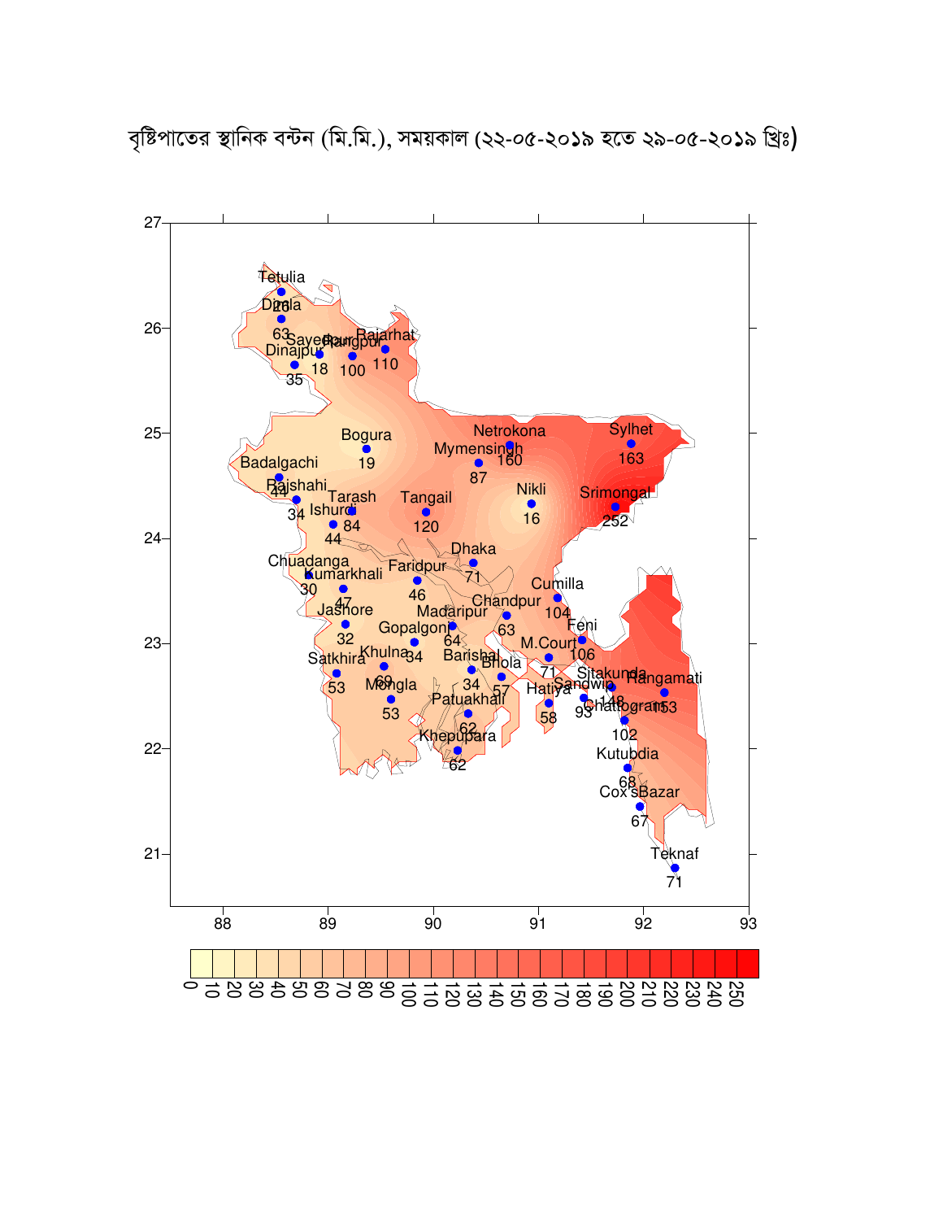বৃষ্টিপাতের স্থানিক বন্টন (মি.মি.), সময়কাল (২২-০৫-২০১৯ হতে ২৯-০৫-২০১৯ খ্রিঃ)

Tetulia 26
Dimla 63
Sayedpur 18
Rangpur 100
Rajarhat 110
Dinajpur 35
Bogura 19
Badalgachi 44
Rajshahi 34
Tarash 84
Ishurdi 44
Tangail 120
Mymensingh 87
Netrokona 160
Sylhet 163
Nikli 16
Srimongal 252
Dhaka 71
Chuadanga 30
Kumarkhali 47
Faridpur 46
Cumilla 104
Chandpur 63
Madaripur 64
Jashore 32
Gopalgonj 34
Feni 106
M.Court 71
Satkhira 53
Khulna 69
Barishal 34
Bhola 57
Sitakunda 148
Rangamati 153
Hatiya 58
Sandwip 93
Mongla 53
Patuakhali 62
Chattogram 102
Khepupara 62
Kutubdia 68
Cox'sBazar 67
Teknaf 71

27
26
25
24
23
22
21

88
89
90
91
92
93

0 10 20 30 40 50 60 70 80 90 100 110 120 130 140 150 160 170 180 190 200 210 220 230 240 250